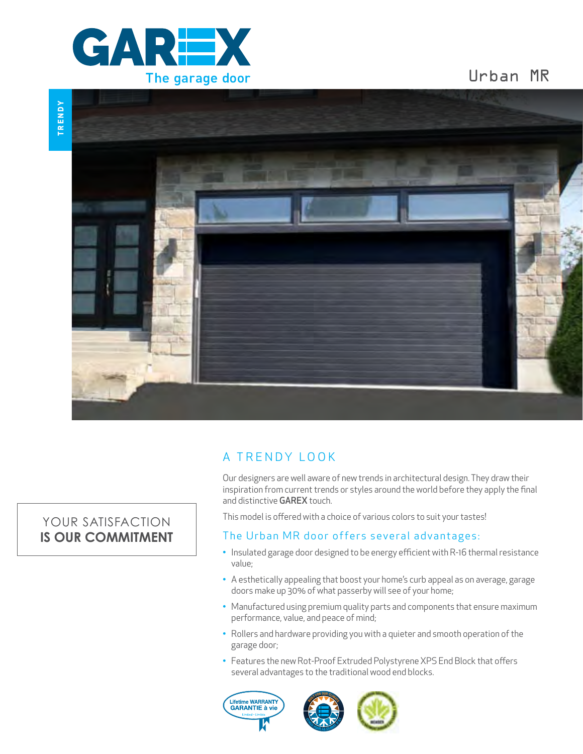GAREX

The garage door

# Urban MR

TRENDY

YOUR SATISFACTION
**IS OUR COMMITMENT**

## A TRENDY LOOK

Our designers are well aware of new trends in architectural design. They draw their inspiration from current trends or styles around the world before they apply the final and distinctive **GAREX** touch.

This model is offered with a choice of various colors to suit your tastes!

### The Urban MR door offers several advantages:

- Insulated garage door designed to be energy efficient with R-16 thermal resistance value;
- A esthetically appealing that boost your home's curb appeal as on average, garage doors make up 30% of what passerby will see of your home;
- Manufactured using premium quality parts and components that ensure maximum performance, value, and peace of mind;
- Rollers and hardware providing you with a quieter and smooth operation of the garage door;
- Features the new Rot-Proof Extruded Polystyrene XPS End Block that offers several advantages to the traditional wood end blocks.

Lifetime WARRANTY
GARANTIE à vie
Limited • Limitée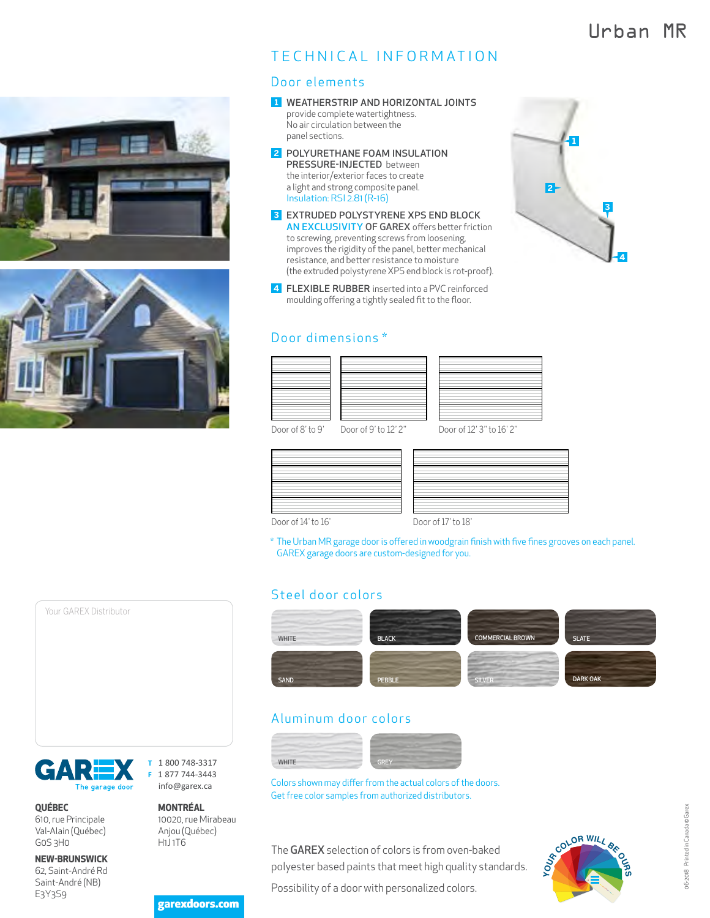# Urban MR

## TECHNICAL INFORMATION

### Door elements

**1 WEATHERSTRIP AND HORIZONTAL JOINTS** provide complete watertightness. No air circulation between the panel sections.

**2 POLYURETHANE FOAM INSULATION PRESSURE-INJECTED** between the interior/exterior faces to create a light and strong composite panel. Insulation: RSI 2.81 (R-16)

**3 EXTRUDED POLYSTYRENE XPS END BLOCK AN EXCLUSIVITY OF GAREX** offers better friction to screwing, preventing screws from loosening, improves the rigidity of the panel, better mechanical resistance, and better resistance to moisture (the extruded polystyrene XPS end block is rot-proof).

**4 FLEXIBLE RUBBER** inserted into a PVC reinforced moulding offering a tightly sealed fit to the floor.

1
2
3
4

### Door dimensions *

Door of 8' to 9'

Door of 9' to 12' 2"

Door of 12' 3" to 16' 2"

Door of 14' to 16'

Door of 17' to 18'

* The Urban MR garage door is offered in woodgrain finish with five fines grooves on each panel. GAREX garage doors are custom-designed for you.

### Steel door colors

WHITE, BLACK, COMMERCIAL BROWN, SLATE, SAND, PEBBLE, SILVER, DARK OAK

### Aluminum door colors

WHITE, GREY

Colors shown may differ from the actual colors of the doors.
Get free color samples from authorized distributors.

The **GAREX** selection of colors is from oven-baked polyester based paints that meet high quality standards.

Possibility of a door with personalized colors.

YOUR COLOR WILL BE OURS

Your GAREX Distributor

**GAREX** The garage door

T 1 800 748-3317
F 1 877 744-3443
info@garex.ca

**QUÉBEC**
610, rue Principale
Val-Alain (Québec)
G0S 3H0

**MONTRÉAL**
10020, rue Mirabeau
Anjou (Québec)
H1J 1T6

**NEW-BRUNSWICK**
62, Saint-André Rd
Saint-André (NB)
E3Y3S9

garexdoors.com

06-2018 Printed in Canada © Garex